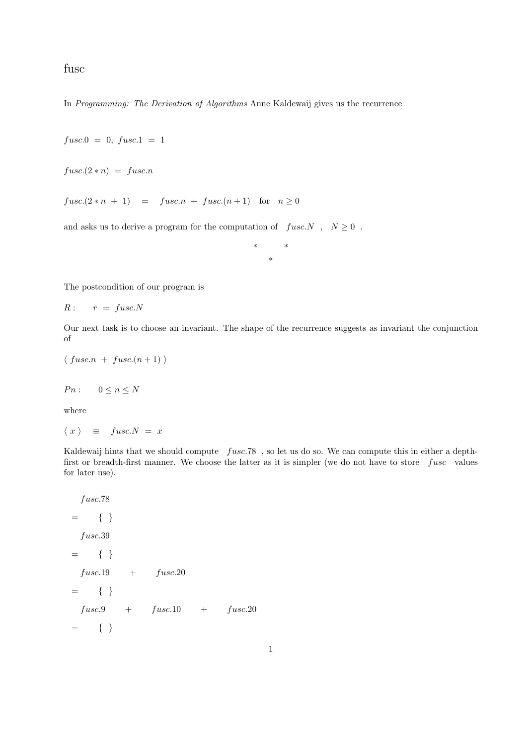# fusc

In *Programming: The Derivation of Algorithms* Anne Kaldewaij gives us the recurrence

$fusc.0 \;=\; 0,\; fusc.1 \;=\; 1$

$fusc.(2*n) \;=\; fusc.n$

$fusc.(2*n\;+\;1) \quad = \quad fusc.n \;+\; fusc.(n+1) \quad \text{for} \quad n \geq 0$

and asks us to derive a program for the computation of $fusc.N$ , $N \geq 0$ .

\*   \*

\*

The postcondition of our program is

$R: \qquad r \;=\; fusc.N$

Our next task is to choose an invariant. The shape of the recurrence suggests as invariant the conjunction of

$\langle\; fusc.n \;+\; fusc.(n+1) \;\rangle$

$Pn: \qquad 0 \leq n \leq N$

where

$\langle\; x \;\rangle \quad \equiv \quad fusc.N \;=\; x$

Kaldewaij hints that we should compute $fusc.78$ , so let us do so. We can compute this in either a depth-first or breadth-first manner. We choose the latter as it is simpler (we do not have to store $fusc$ values for later use).

$$
\begin{array}{ll}
 & fusc.78 \\
= & \{\ \} \\
 & fusc.39 \\
= & \{\ \} \\
 & fusc.19 \quad + \quad fusc.20 \\
= & \{\ \} \\
 & fusc.9 \quad + \quad fusc.10 \quad + \quad fusc.20 \\
= & \{\ \}
\end{array}
$$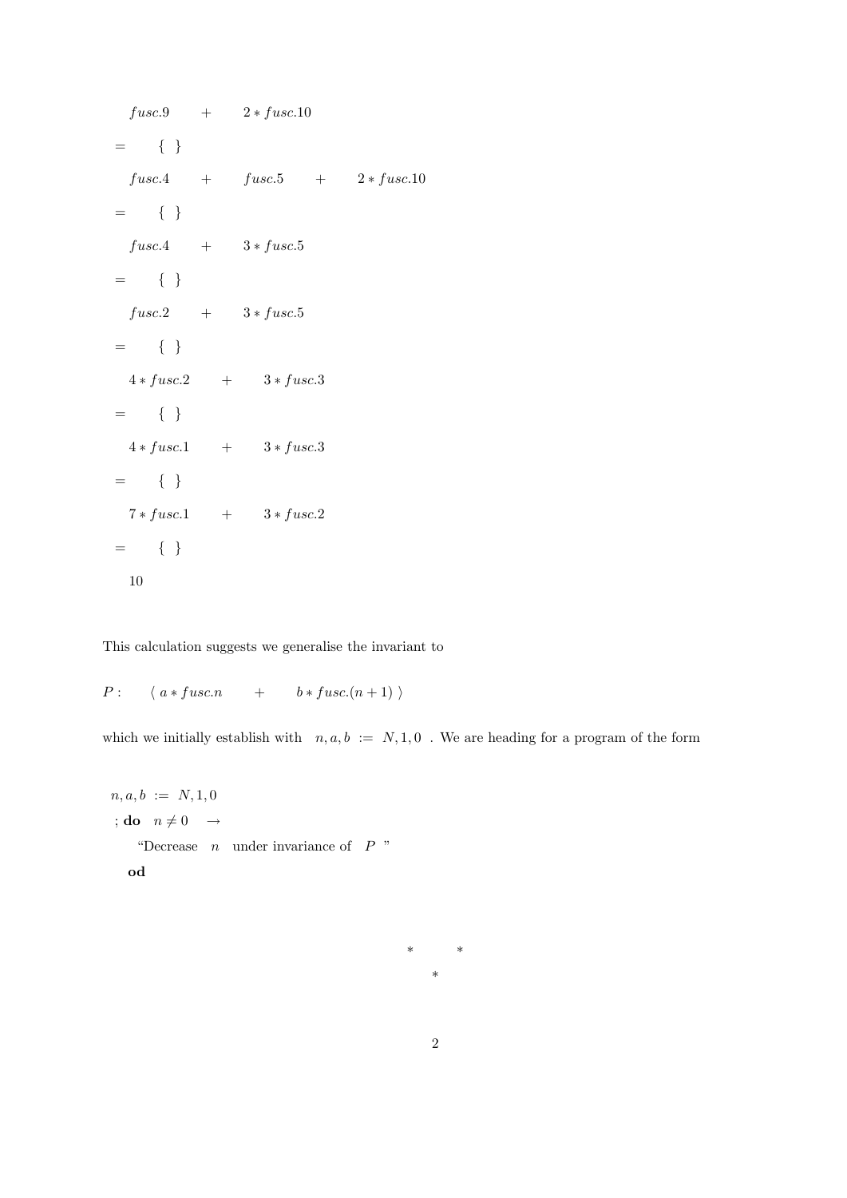$$
\begin{array}{ll}
 & fusc.9 \quad + \quad 2 * fusc.10 \\
= & \{ \ \} \\
 & fusc.4 \quad + \quad fusc.5 \quad + \quad 2 * fusc.10 \\
= & \{ \ \} \\
 & fusc.4 \quad + \quad 3 * fusc.5 \\
= & \{ \ \} \\
 & fusc.2 \quad + \quad 3 * fusc.5 \\
= & \{ \ \} \\
 & 4 * fusc.2 \quad + \quad 3 * fusc.3 \\
= & \{ \ \} \\
 & 4 * fusc.1 \quad + \quad 3 * fusc.3 \\
= & \{ \ \} \\
 & 7 * fusc.1 \quad + \quad 3 * fusc.2 \\
= & \{ \ \} \\
 & 10
\end{array}
$$

This calculation suggests we generalise the invariant to

$P: \quad \langle\ a * fusc.n \quad + \quad b * fusc.(n+1)\ \rangle$

which we initially establish with $n, a, b \ := \ N, 1, 0$ . We are heading for a program of the form

```
n, a, b := N, 1, 0
; do  n ≠ 0  →
      "Decrease  n  under invariance of  P "
  od
```

\*  \*
\*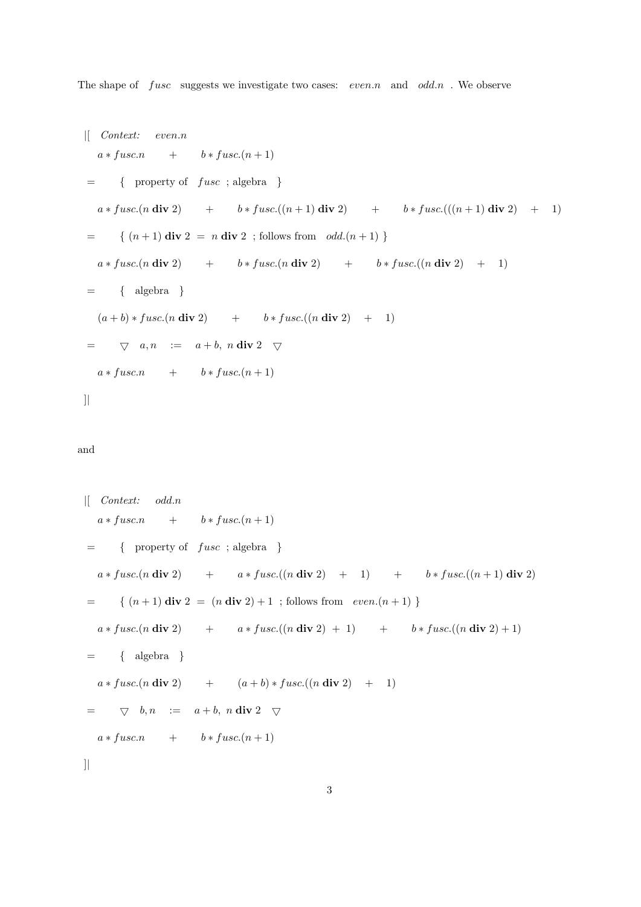The shape of $fusc$ suggests we investigate two cases: $even.n$ and $odd.n$ . We observe

$$
\begin{array}{ll}
|[ & \textit{Context:} \quad even.n \\
& a * fusc.n \quad + \quad b * fusc.(n+1) \\
= & \{ \ \text{property of } fusc \ ; \text{algebra} \ \} \\
& a * fusc.(n \ \mathbf{div} \ 2) \quad + \quad b * fusc.((n+1) \ \mathbf{div} \ 2) \quad + \quad b * fusc.(((n+1) \ \mathbf{div} \ 2) \quad + \quad 1) \\
= & \{ \ (n+1) \ \mathbf{div} \ 2 \ = \ n \ \mathbf{div} \ 2 \ ; \text{follows from } \ odd.(n+1) \ \} \\
& a * fusc.(n \ \mathbf{div} \ 2) \quad + \quad b * fusc.(n \ \mathbf{div} \ 2) \quad + \quad b * fusc.((n \ \mathbf{div} \ 2) \quad + \quad 1) \\
= & \{ \ \text{algebra} \ \} \\
& (a+b) * fusc.(n \ \mathbf{div} \ 2) \quad + \quad b * fusc.((n \ \mathbf{div} \ 2) \quad + \quad 1) \\
= & \triangledown \ \ a, n \ := \ a+b, \ n \ \mathbf{div} \ 2 \ \ \triangledown \\
& a * fusc.n \quad + \quad b * fusc.(n+1) \\
]| &
\end{array}
$$

and

$$
\begin{array}{ll}
|[ & \textit{Context:} \quad odd.n \\
& a * fusc.n \quad + \quad b * fusc.(n+1) \\
= & \{ \ \text{property of } fusc \ ; \text{algebra} \ \} \\
& a * fusc.(n \ \mathbf{div} \ 2) \quad + \quad a * fusc.((n \ \mathbf{div} \ 2) \quad + \quad 1) \quad + \quad b * fusc.((n+1) \ \mathbf{div} \ 2) \\
= & \{ \ (n+1) \ \mathbf{div} \ 2 \ = \ (n \ \mathbf{div} \ 2) + 1 \ ; \text{follows from } \ even.(n+1) \ \} \\
& a * fusc.(n \ \mathbf{div} \ 2) \quad + \quad a * fusc.((n \ \mathbf{div} \ 2) \ + \ 1) \quad + \quad b * fusc.((n \ \mathbf{div} \ 2) + 1) \\
= & \{ \ \text{algebra} \ \} \\
& a * fusc.(n \ \mathbf{div} \ 2) \quad + \quad (a+b) * fusc.((n \ \mathbf{div} \ 2) \quad + \quad 1) \\
= & \triangledown \ \ b, n \ := \ a+b, \ n \ \mathbf{div} \ 2 \ \ \triangledown \\
& a * fusc.n \quad + \quad b * fusc.(n+1) \\
]| &
\end{array}
$$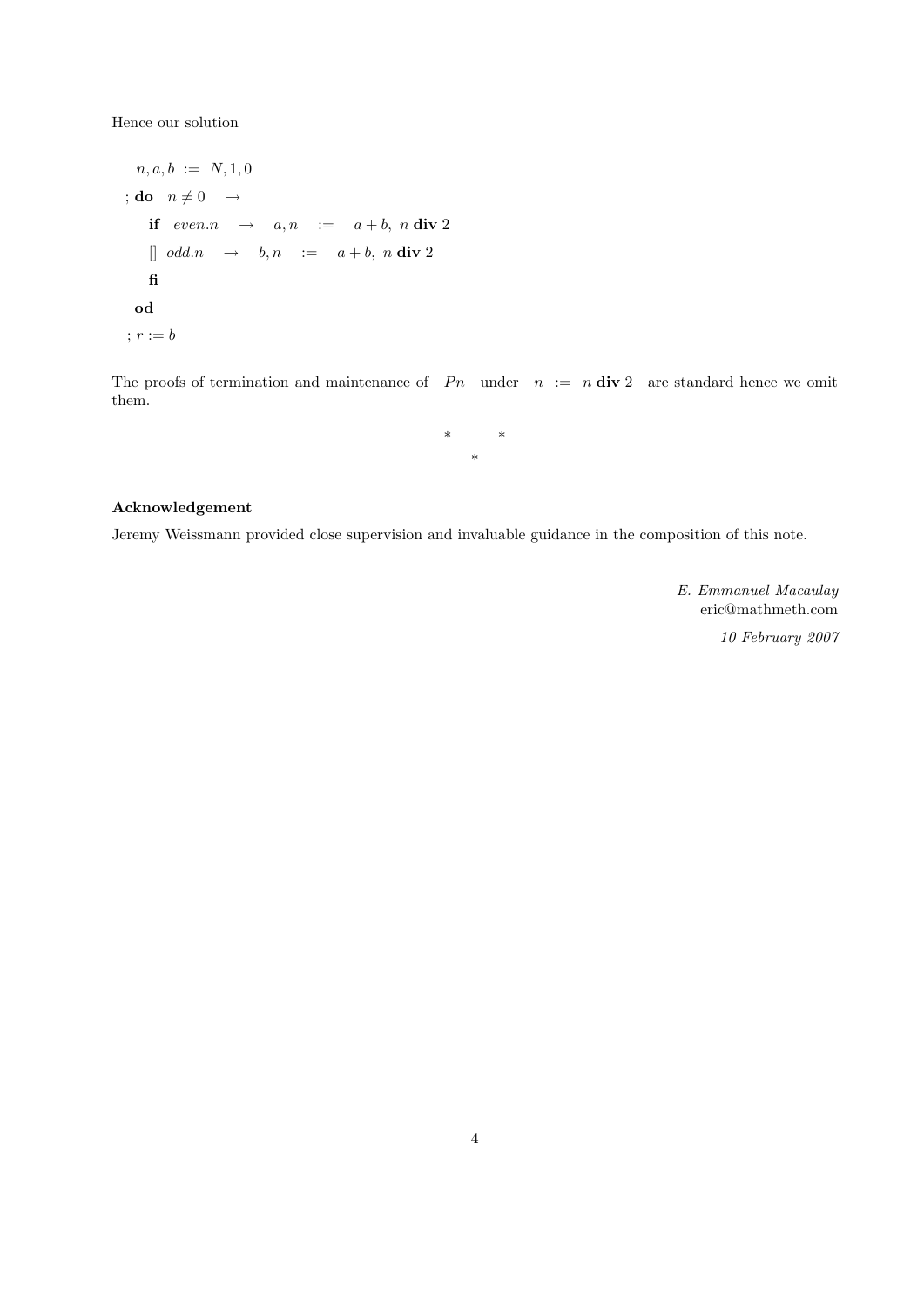Hence our solution

$$
\begin{array}{l}
\quad n, a, b \ := \ N, 1, 0 \\
;\ \mathbf{do} \quad n \neq 0 \quad \rightarrow \\
\qquad \mathbf{if} \quad even.n \quad \rightarrow \quad a, n \quad := \quad a + b,\ n \ \mathbf{div}\ 2 \\
\qquad [\!]\ \ odd.n \quad \rightarrow \quad b, n \quad := \quad a + b,\ n \ \mathbf{div}\ 2 \\
\qquad \mathbf{fi} \\
\quad \mathbf{od} \\
;\ r := b
\end{array}
$$

The proofs of termination and maintenance of $Pn$ under $n \ := \ n \ \mathbf{div}\ 2$ are standard hence we omit them.

\*  \*
\*

**Acknowledgement**

Jeremy Weissmann provided close supervision and invaluable guidance in the composition of this note.

*E. Emmanuel Macaulay*
eric@mathmeth.com
*10 February 2007*